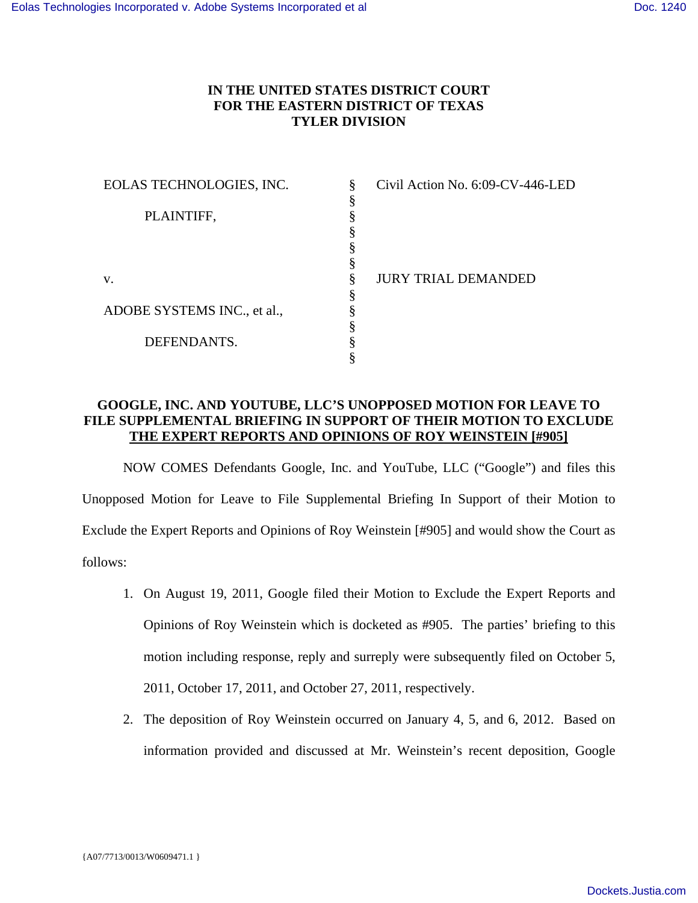**IN THE UNITED STATES DISTRICT COURT**
**FOR THE EASTERN DISTRICT OF TEXAS**
**TYLER DIVISION**

| | | |
|---|---|---|
| EOLAS TECHNOLOGIES, INC. | § | Civil Action No. 6:09-CV-446-LED |
| | § | |
| PLAINTIFF, | § | |
| | § | |
| | § | |
| | § | |
| v. | § | JURY TRIAL DEMANDED |
| | § | |
| ADOBE SYSTEMS INC., et al., | § | |
| | § | |
| DEFENDANTS. | § | |
| | § | |

**GOOGLE, INC. AND YOUTUBE, LLC'S UNOPPOSED MOTION FOR LEAVE TO FILE SUPPLEMENTAL BRIEFING IN SUPPORT OF THEIR MOTION TO EXCLUDE THE EXPERT REPORTS AND OPINIONS OF ROY WEINSTEIN [#905]**

NOW COMES Defendants Google, Inc. and YouTube, LLC ("Google") and files this Unopposed Motion for Leave to File Supplemental Briefing In Support of their Motion to Exclude the Expert Reports and Opinions of Roy Weinstein [#905] and would show the Court as follows:

1. On August 19, 2011, Google filed their Motion to Exclude the Expert Reports and Opinions of Roy Weinstein which is docketed as #905. The parties' briefing to this motion including response, reply and surreply were subsequently filed on October 5, 2011, October 17, 2011, and October 27, 2011, respectively.

2. The deposition of Roy Weinstein occurred on January 4, 5, and 6, 2012. Based on information provided and discussed at Mr. Weinstein's recent deposition, Google

{A07/7713/0013/W0609471.1 }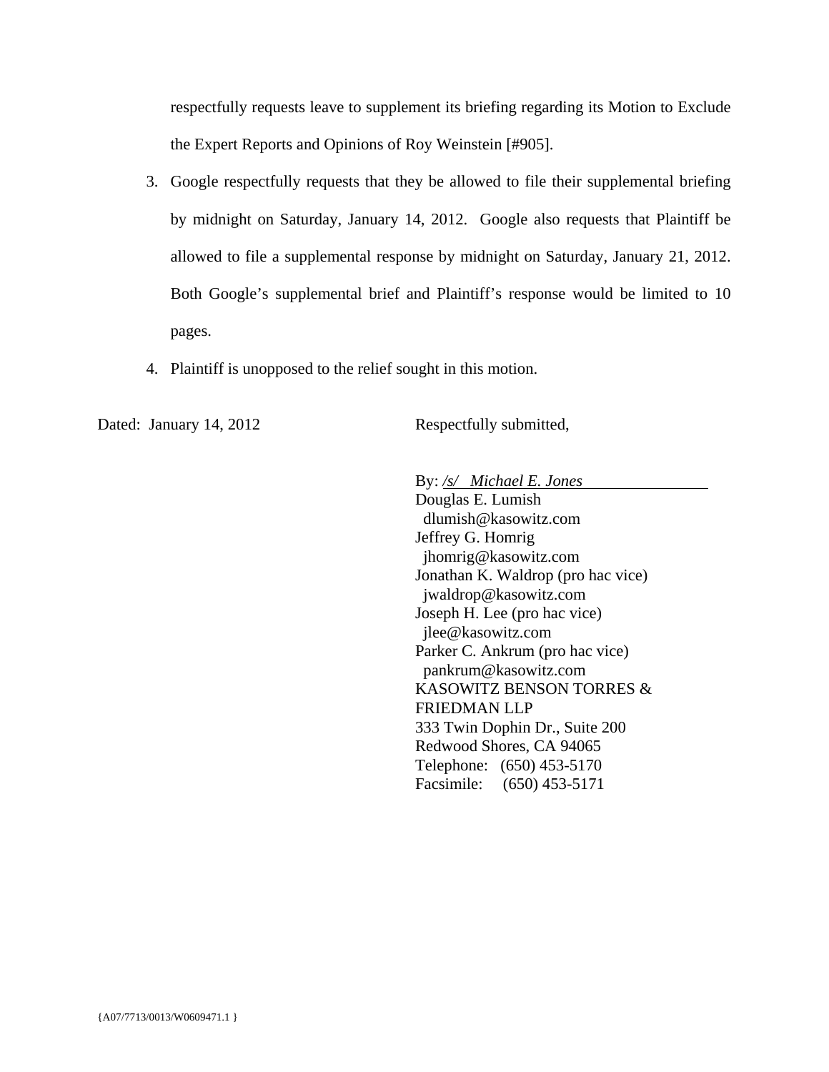respectfully requests leave to supplement its briefing regarding its Motion to Exclude the Expert Reports and Opinions of Roy Weinstein [#905].

3. Google respectfully requests that they be allowed to file their supplemental briefing by midnight on Saturday, January 14, 2012. Google also requests that Plaintiff be allowed to file a supplemental response by midnight on Saturday, January 21, 2012. Both Google's supplemental brief and Plaintiff's response would be limited to 10 pages.

4. Plaintiff is unopposed to the relief sought in this motion.

Dated: January 14, 2012

Respectfully submitted,

By: */s/ Michael E. Jones*
Douglas E. Lumish
dlumish@kasowitz.com
Jeffrey G. Homrig
jhomrig@kasowitz.com
Jonathan K. Waldrop (pro hac vice)
jwaldrop@kasowitz.com
Joseph H. Lee (pro hac vice)
jlee@kasowitz.com
Parker C. Ankrum (pro hac vice)
pankrum@kasowitz.com
KASOWITZ BENSON TORRES & FRIEDMAN LLP
333 Twin Dophin Dr., Suite 200
Redwood Shores, CA 94065
Telephone: (650) 453-5170
Facsimile: (650) 453-5171

{A07/7713/0013/W0609471.1 }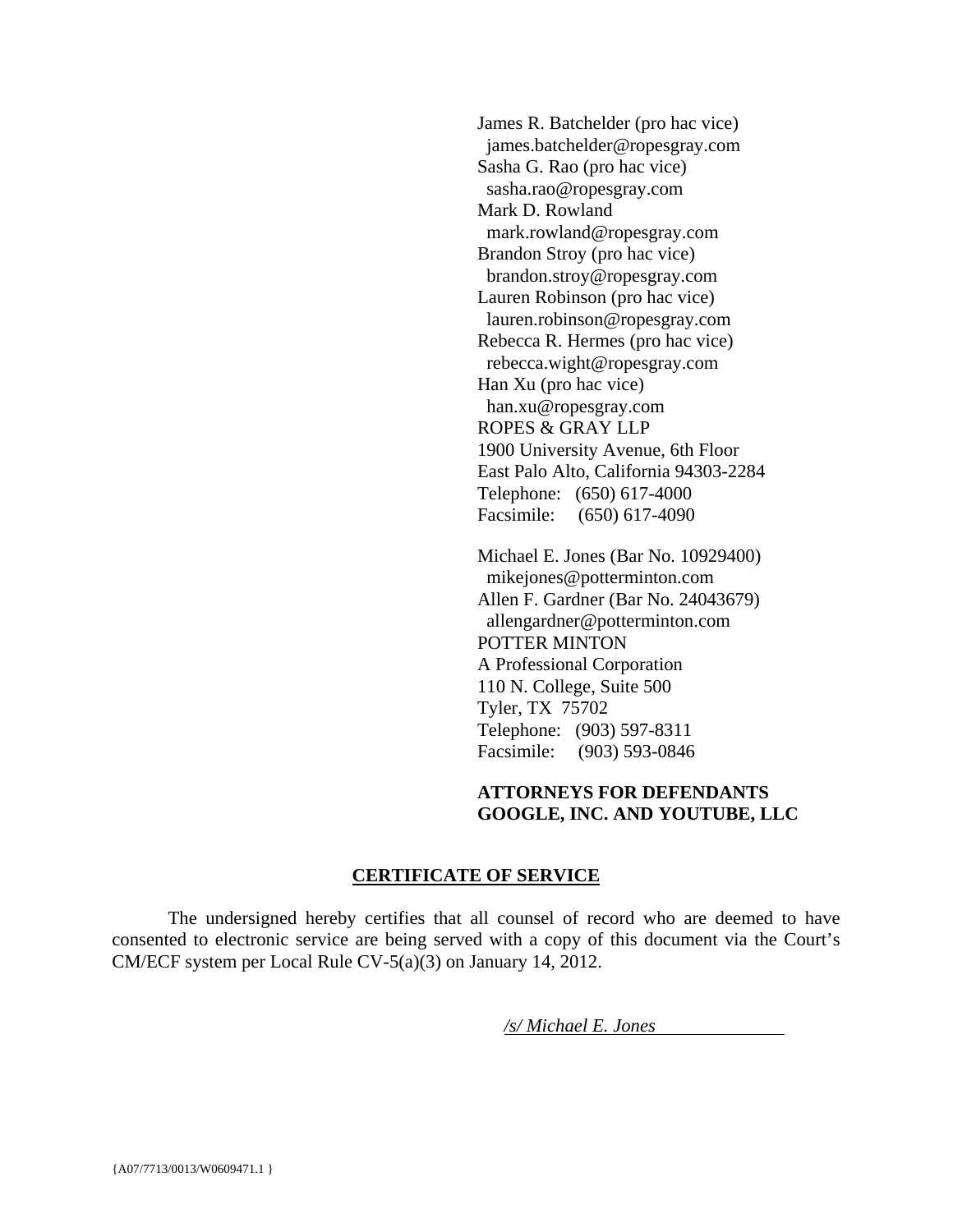James R. Batchelder (pro hac vice)
james.batchelder@ropesgray.com
Sasha G. Rao (pro hac vice)
sasha.rao@ropesgray.com
Mark D. Rowland
mark.rowland@ropesgray.com
Brandon Stroy (pro hac vice)
brandon.stroy@ropesgray.com
Lauren Robinson (pro hac vice)
lauren.robinson@ropesgray.com
Rebecca R. Hermes (pro hac vice)
rebecca.wight@ropesgray.com
Han Xu (pro hac vice)
han.xu@ropesgray.com
ROPES & GRAY LLP
1900 University Avenue, 6th Floor
East Palo Alto, California 94303-2284
Telephone: (650) 617-4000
Facsimile: (650) 617-4090

Michael E. Jones (Bar No. 10929400)
mikejones@potterminton.com
Allen F. Gardner (Bar No. 24043679)
allengardner@potterminton.com
POTTER MINTON
A Professional Corporation
110 N. College, Suite 500
Tyler, TX 75702
Telephone: (903) 597-8311
Facsimile: (903) 593-0846

**ATTORNEYS FOR DEFENDANTS GOOGLE, INC. AND YOUTUBE, LLC**

## CERTIFICATE OF SERVICE

The undersigned hereby certifies that all counsel of record who are deemed to have consented to electronic service are being served with a copy of this document via the Court's CM/ECF system per Local Rule CV-5(a)(3) on January 14, 2012.

*/s/ Michael E. Jones*

{A07/7713/0013/W0609471.1 }